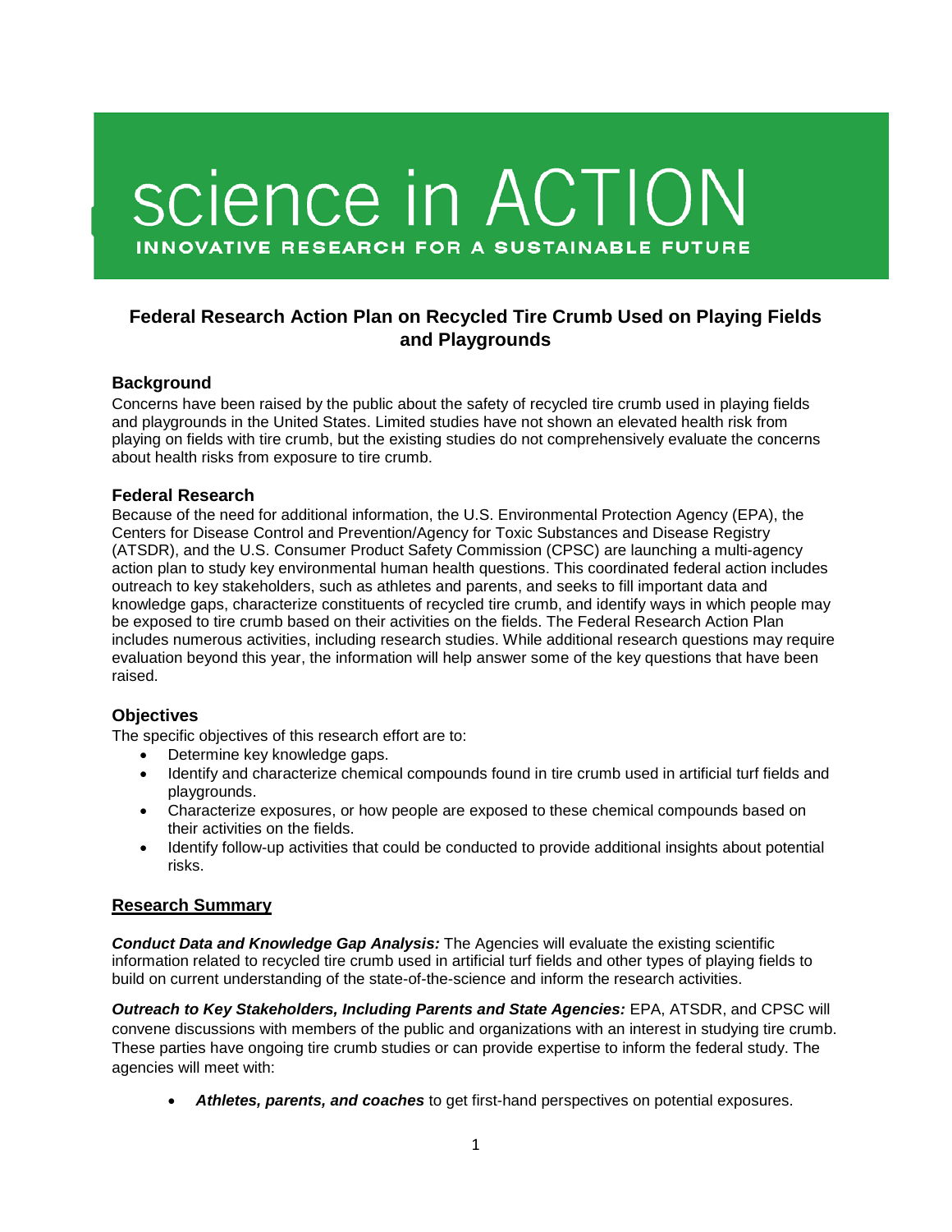# science in ACTION

INNOVATIVE RESEARCH FOR A SUSTAINABLE FUTURE

## Federal Research Action Plan on Recycled Tire Crumb Used on Playing Fields and Playgrounds

### Background

Concerns have been raised by the public about the safety of recycled tire crumb used in playing fields and playgrounds in the United States. Limited studies have not shown an elevated health risk from playing on fields with tire crumb, but the existing studies do not comprehensively evaluate the concerns about health risks from exposure to tire crumb.

### Federal Research

Because of the need for additional information, the U.S. Environmental Protection Agency (EPA), the Centers for Disease Control and Prevention/Agency for Toxic Substances and Disease Registry (ATSDR), and the U.S. Consumer Product Safety Commission (CPSC) are launching a multi-agency action plan to study key environmental human health questions. This coordinated federal action includes outreach to key stakeholders, such as athletes and parents, and seeks to fill important data and knowledge gaps, characterize constituents of recycled tire crumb, and identify ways in which people may be exposed to tire crumb based on their activities on the fields. The Federal Research Action Plan includes numerous activities, including research studies. While additional research questions may require evaluation beyond this year, the information will help answer some of the key questions that have been raised.

### Objectives

The specific objectives of this research effort are to:

- Determine key knowledge gaps.
- Identify and characterize chemical compounds found in tire crumb used in artificial turf fields and playgrounds.
- Characterize exposures, or how people are exposed to these chemical compounds based on their activities on the fields.
- Identify follow-up activities that could be conducted to provide additional insights about potential risks.

### Research Summary

***Conduct Data and Knowledge Gap Analysis:*** The Agencies will evaluate the existing scientific information related to recycled tire crumb used in artificial turf fields and other types of playing fields to build on current understanding of the state-of-the-science and inform the research activities.

***Outreach to Key Stakeholders, Including Parents and State Agencies:*** EPA, ATSDR, and CPSC will convene discussions with members of the public and organizations with an interest in studying tire crumb. These parties have ongoing tire crumb studies or can provide expertise to inform the federal study. The agencies will meet with:

- ***Athletes, parents, and coaches*** to get first-hand perspectives on potential exposures.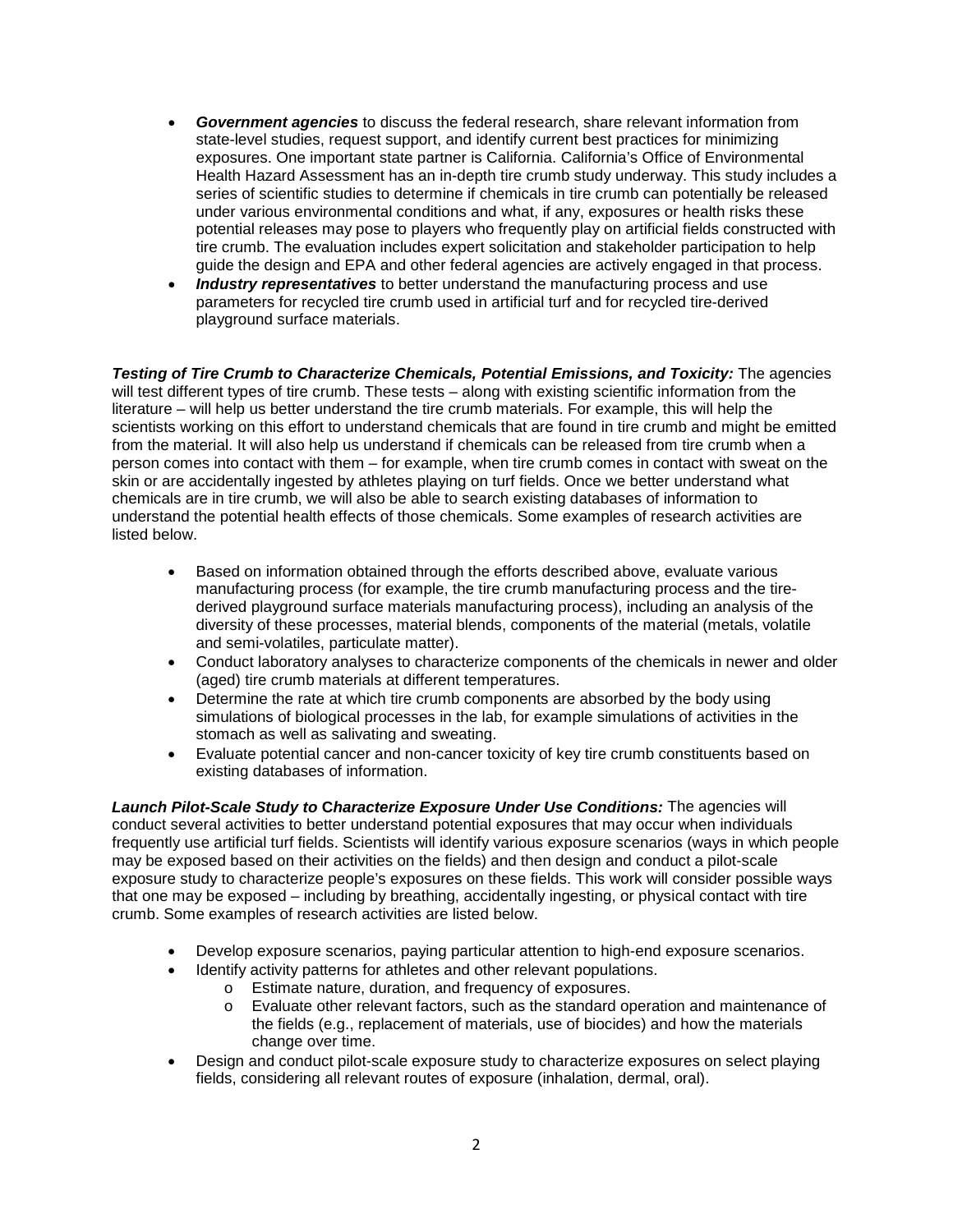- ***Government agencies*** to discuss the federal research, share relevant information from state-level studies, request support, and identify current best practices for minimizing exposures. One important state partner is California. California's Office of Environmental Health Hazard Assessment has an in-depth tire crumb study underway. This study includes a series of scientific studies to determine if chemicals in tire crumb can potentially be released under various environmental conditions and what, if any, exposures or health risks these potential releases may pose to players who frequently play on artificial fields constructed with tire crumb. The evaluation includes expert solicitation and stakeholder participation to help guide the design and EPA and other federal agencies are actively engaged in that process.
- ***Industry representatives*** to better understand the manufacturing process and use parameters for recycled tire crumb used in artificial turf and for recycled tire-derived playground surface materials.

***Testing of Tire Crumb to Characterize Chemicals, Potential Emissions, and Toxicity:*** The agencies will test different types of tire crumb. These tests – along with existing scientific information from the literature – will help us better understand the tire crumb materials. For example, this will help the scientists working on this effort to understand chemicals that are found in tire crumb and might be emitted from the material. It will also help us understand if chemicals can be released from tire crumb when a person comes into contact with them – for example, when tire crumb comes in contact with sweat on the skin or are accidentally ingested by athletes playing on turf fields. Once we better understand what chemicals are in tire crumb, we will also be able to search existing databases of information to understand the potential health effects of those chemicals. Some examples of research activities are listed below.

- Based on information obtained through the efforts described above, evaluate various manufacturing process (for example, the tire crumb manufacturing process and the tire-derived playground surface materials manufacturing process), including an analysis of the diversity of these processes, material blends, components of the material (metals, volatile and semi-volatiles, particulate matter).
- Conduct laboratory analyses to characterize components of the chemicals in newer and older (aged) tire crumb materials at different temperatures.
- Determine the rate at which tire crumb components are absorbed by the body using simulations of biological processes in the lab, for example simulations of activities in the stomach as well as salivating and sweating.
- Evaluate potential cancer and non-cancer toxicity of key tire crumb constituents based on existing databases of information.

***Launch Pilot-Scale Study to Characterize Exposure Under Use Conditions:*** The agencies will conduct several activities to better understand potential exposures that may occur when individuals frequently use artificial turf fields. Scientists will identify various exposure scenarios (ways in which people may be exposed based on their activities on the fields) and then design and conduct a pilot-scale exposure study to characterize people's exposures on these fields. This work will consider possible ways that one may be exposed – including by breathing, accidentally ingesting, or physical contact with tire crumb. Some examples of research activities are listed below.

- Develop exposure scenarios, paying particular attention to high-end exposure scenarios.
- Identify activity patterns for athletes and other relevant populations.
  - Estimate nature, duration, and frequency of exposures.
  - Evaluate other relevant factors, such as the standard operation and maintenance of the fields (e.g., replacement of materials, use of biocides) and how the materials change over time.
- Design and conduct pilot-scale exposure study to characterize exposures on select playing fields, considering all relevant routes of exposure (inhalation, dermal, oral).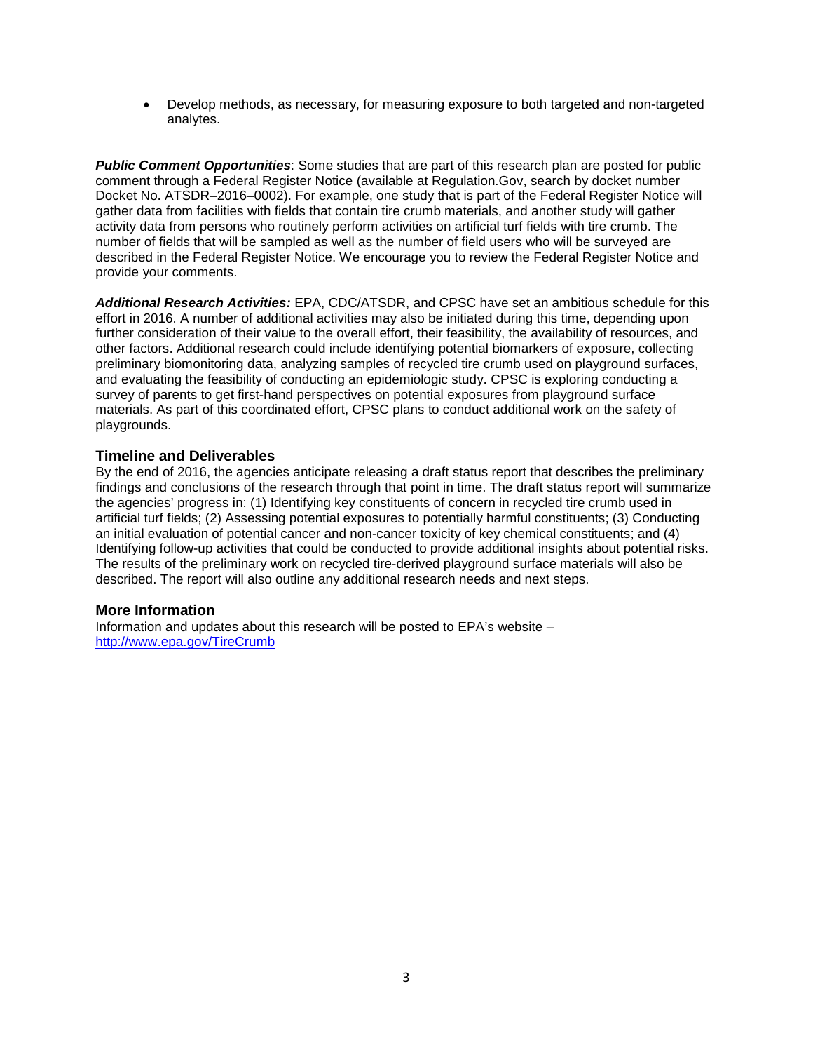- Develop methods, as necessary, for measuring exposure to both targeted and non-targeted analytes.

***Public Comment Opportunities***: Some studies that are part of this research plan are posted for public comment through a Federal Register Notice (available at Regulation.Gov, search by docket number Docket No. ATSDR–2016–0002). For example, one study that is part of the Federal Register Notice will gather data from facilities with fields that contain tire crumb materials, and another study will gather activity data from persons who routinely perform activities on artificial turf fields with tire crumb. The number of fields that will be sampled as well as the number of field users who will be surveyed are described in the Federal Register Notice. We encourage you to review the Federal Register Notice and provide your comments.

***Additional Research Activities:*** EPA, CDC/ATSDR, and CPSC have set an ambitious schedule for this effort in 2016. A number of additional activities may also be initiated during this time, depending upon further consideration of their value to the overall effort, their feasibility, the availability of resources, and other factors. Additional research could include identifying potential biomarkers of exposure, collecting preliminary biomonitoring data, analyzing samples of recycled tire crumb used on playground surfaces, and evaluating the feasibility of conducting an epidemiologic study. CPSC is exploring conducting a survey of parents to get first-hand perspectives on potential exposures from playground surface materials. As part of this coordinated effort, CPSC plans to conduct additional work on the safety of playgrounds.

## Timeline and Deliverables

By the end of 2016, the agencies anticipate releasing a draft status report that describes the preliminary findings and conclusions of the research through that point in time. The draft status report will summarize the agencies' progress in: (1) Identifying key constituents of concern in recycled tire crumb used in artificial turf fields; (2) Assessing potential exposures to potentially harmful constituents; (3) Conducting an initial evaluation of potential cancer and non-cancer toxicity of key chemical constituents; and (4) Identifying follow-up activities that could be conducted to provide additional insights about potential risks. The results of the preliminary work on recycled tire-derived playground surface materials will also be described. The report will also outline any additional research needs and next steps.

## More Information

Information and updates about this research will be posted to EPA's website – [http://www.epa.gov/TireCrumb](http://www.epa.gov/TireCrumb)